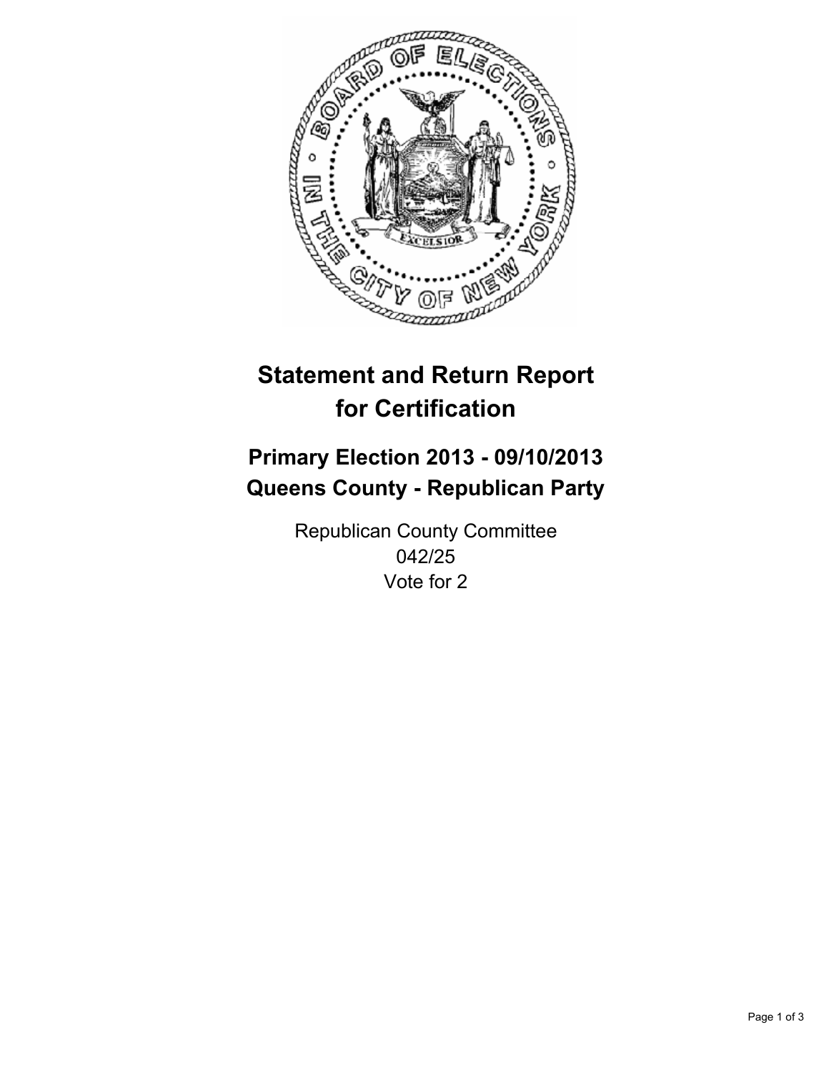# Statement and Return Report for Certification

## Primary Election 2013 - 09/10/2013
## Queens County - Republican Party

Republican County Committee
042/25
Vote for 2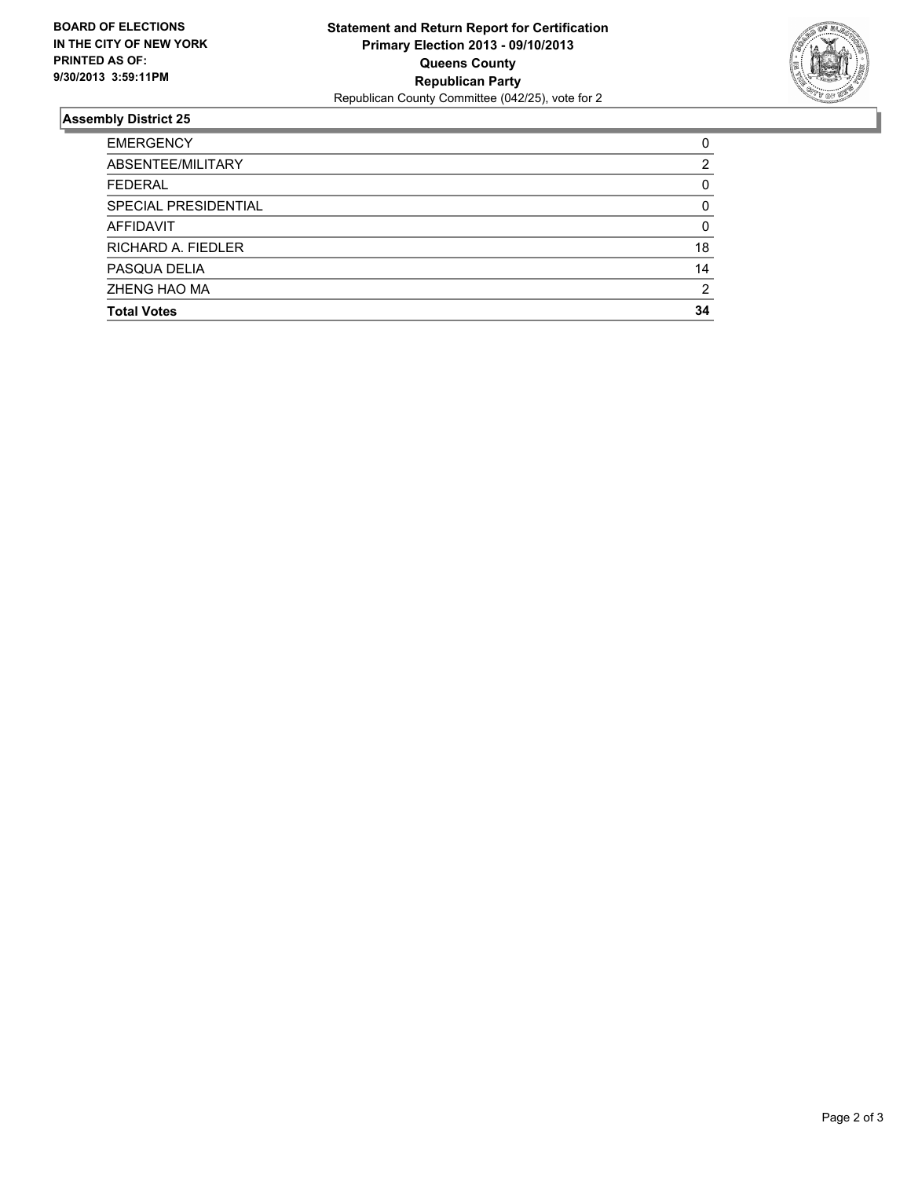**BOARD OF ELECTIONS IN THE CITY OF NEW YORK**
**PRINTED AS OF: 9/30/2013 3:59:11PM**

**Statement and Return Report for Certification**
**Primary Election 2013 - 09/10/2013**
**Queens County**
**Republican Party**
Republican County Committee (042/25), vote for 2

## Assembly District 25

| | |
|---|---|
| EMERGENCY | 0 |
| ABSENTEE/MILITARY | 2 |
| FEDERAL | 0 |
| SPECIAL PRESIDENTIAL | 0 |
| AFFIDAVIT | 0 |
| RICHARD A. FIEDLER | 18 |
| PASQUA DELIA | 14 |
| ZHENG HAO MA | 2 |
| **Total Votes** | **34** |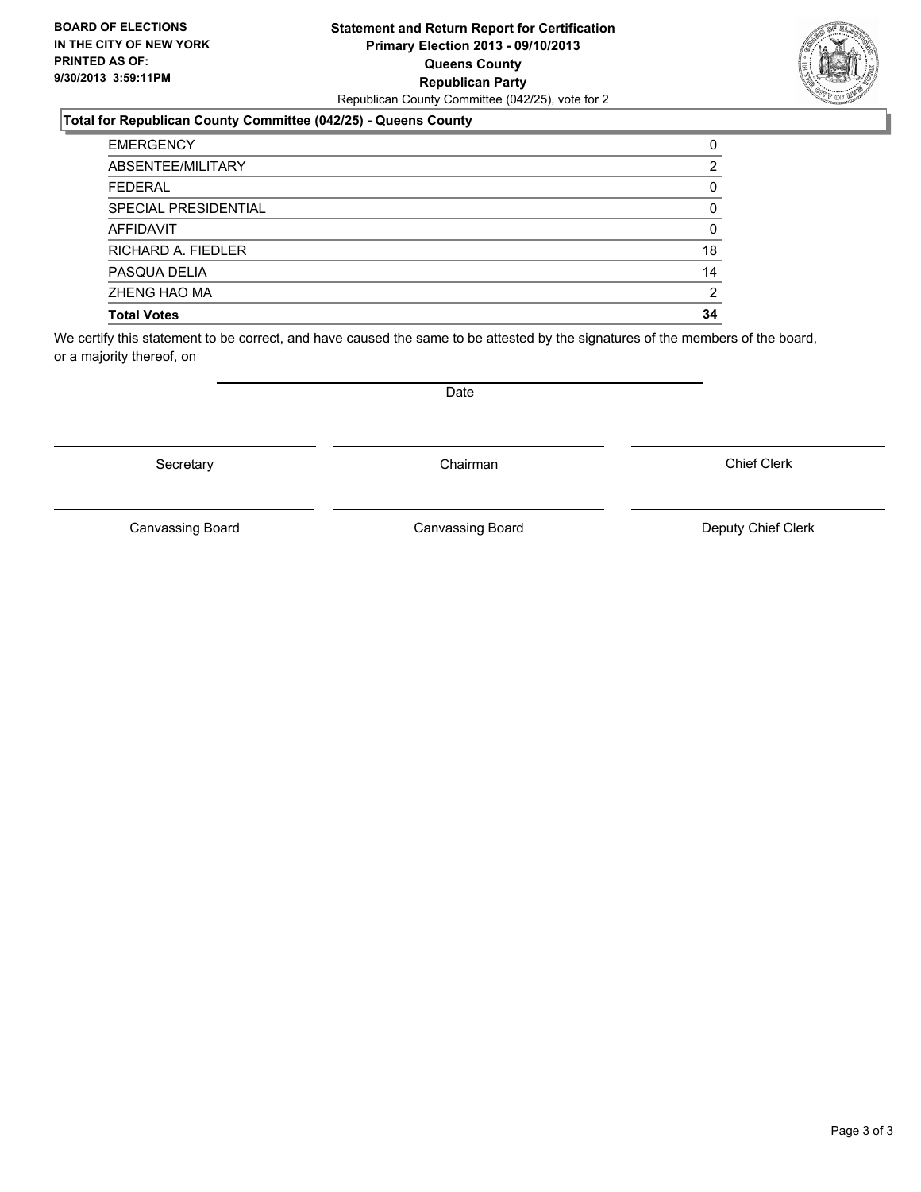**BOARD OF ELECTIONS**
**IN THE CITY OF NEW YORK**
**PRINTED AS OF:**
**9/30/2013 3:59:11PM**

**Statement and Return Report for Certification**
**Primary Election 2013 - 09/10/2013**
**Queens County**
**Republican Party**
Republican County Committee (042/25), vote for 2

### Total for Republican County Committee (042/25) - Queens County

| | |
|---|---|
| EMERGENCY | 0 |
| ABSENTEE/MILITARY | 2 |
| FEDERAL | 0 |
| SPECIAL PRESIDENTIAL | 0 |
| AFFIDAVIT | 0 |
| RICHARD A. FIEDLER | 18 |
| PASQUA DELIA | 14 |
| ZHENG HAO MA | 2 |
| **Total Votes** | **34** |

We certify this statement to be correct, and have caused the same to be attested by the signatures of the members of the board, or a majority thereof, on

Date

Secretary

Chairman

Chief Clerk

Canvassing Board

Canvassing Board

Deputy Chief Clerk